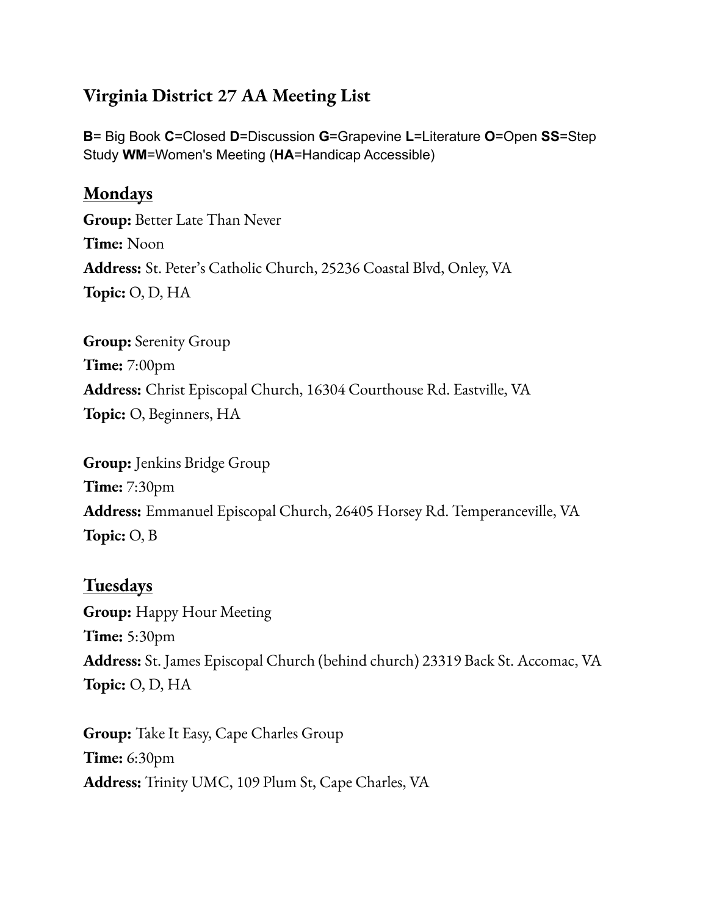# Virginia District 27 AA Meeting List

**B**= Big Book **C**=Closed **D**=Discussion **G**=Grapevine **L**=Literature **O**=Open **SS**=Step Study **WM**=Women's Meeting (**HA**=Handicap Accessible)

## Mondays

**Group:** Better Late Than Never
**Time:** Noon
**Address:** St. Peter's Catholic Church, 25236 Coastal Blvd, Onley, VA
**Topic:** O, D, HA

**Group:** Serenity Group
**Time:** 7:00pm
**Address:** Christ Episcopal Church, 16304 Courthouse Rd. Eastville, VA
**Topic:** O, Beginners, HA

**Group:** Jenkins Bridge Group
**Time:** 7:30pm
**Address:** Emmanuel Episcopal Church, 26405 Horsey Rd. Temperanceville, VA
**Topic:** O, B

## Tuesdays

**Group:** Happy Hour Meeting
**Time:** 5:30pm
**Address:** St. James Episcopal Church (behind church) 23319 Back St. Accomac, VA
**Topic:** O, D, HA

**Group:** Take It Easy, Cape Charles Group
**Time:** 6:30pm
**Address:** Trinity UMC, 109 Plum St, Cape Charles, VA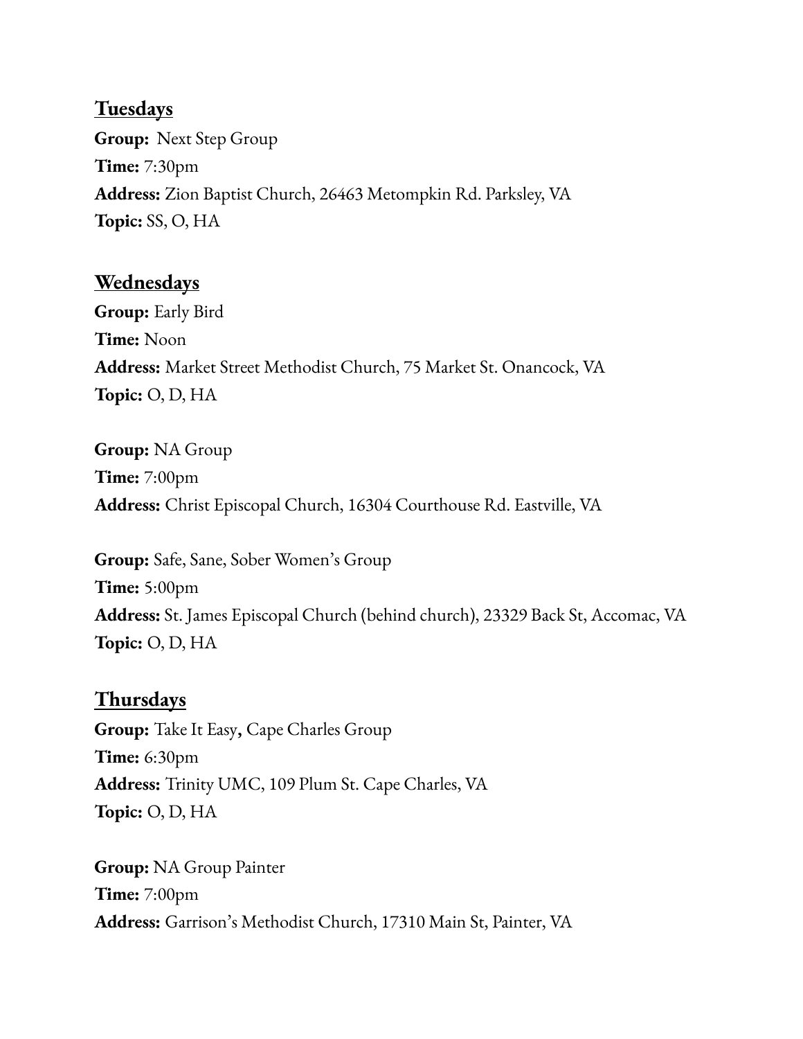## Tuesdays

**Group:** Next Step Group
**Time:** 7:30pm
**Address:** Zion Baptist Church, 26463 Metompkin Rd. Parksley, VA
**Topic:** SS, O, HA

## Wednesdays

**Group:** Early Bird
**Time:** Noon
**Address:** Market Street Methodist Church, 75 Market St. Onancock, VA
**Topic:** O, D, HA

**Group:** NA Group
**Time:** 7:00pm
**Address:** Christ Episcopal Church, 16304 Courthouse Rd. Eastville, VA

**Group:** Safe, Sane, Sober Women's Group
**Time:** 5:00pm
**Address:** St. James Episcopal Church (behind church), 23329 Back St, Accomac, VA
**Topic:** O, D, HA

## Thursdays

**Group:** Take It Easy**,** Cape Charles Group
**Time:** 6:30pm
**Address:** Trinity UMC, 109 Plum St. Cape Charles, VA
**Topic:** O, D, HA

**Group:** NA Group Painter
**Time:** 7:00pm
**Address:** Garrison's Methodist Church, 17310 Main St, Painter, VA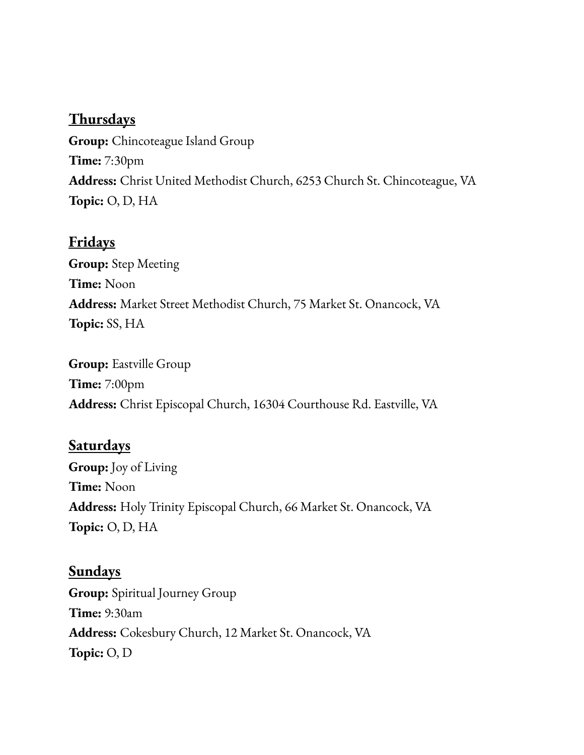## Thursdays

**Group:** Chincoteague Island Group
**Time:** 7:30pm
**Address:** Christ United Methodist Church, 6253 Church St. Chincoteague, VA
**Topic:** O, D, HA

## Fridays

**Group:** Step Meeting
**Time:** Noon
**Address:** Market Street Methodist Church, 75 Market St. Onancock, VA
**Topic:** SS, HA

**Group:** Eastville Group
**Time:** 7:00pm
**Address:** Christ Episcopal Church, 16304 Courthouse Rd. Eastville, VA

## Saturdays

**Group:** Joy of Living
**Time:** Noon
**Address:** Holy Trinity Episcopal Church, 66 Market St. Onancock, VA
**Topic:** O, D, HA

## Sundays

**Group:** Spiritual Journey Group
**Time:** 9:30am
**Address:** Cokesbury Church, 12 Market St. Onancock, VA
**Topic:** O, D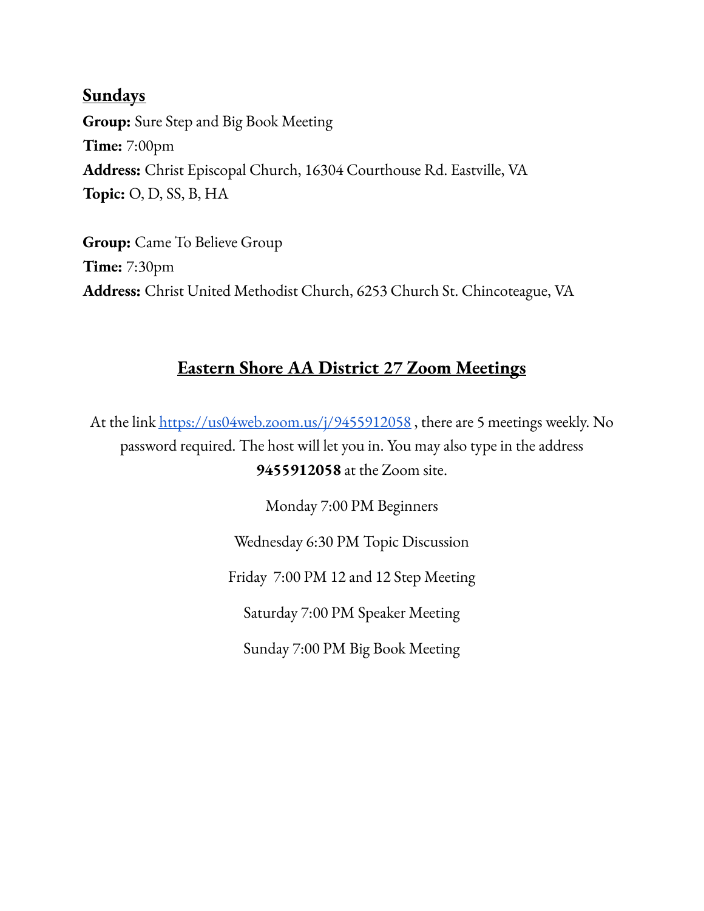## **Sundays**

**Group:** Sure Step and Big Book Meeting
**Time:** 7:00pm
**Address:** Christ Episcopal Church, 16304 Courthouse Rd. Eastville, VA
**Topic:** O, D, SS, B, HA

**Group:** Came To Believe Group
**Time:** 7:30pm
**Address:** Christ United Methodist Church, 6253 Church St. Chincoteague, VA

## **Eastern Shore AA District 27 Zoom Meetings**

At the link [https://us04web.zoom.us/j/9455912058](https://us04web.zoom.us/j/9455912058) , there are 5 meetings weekly. No password required. The host will let you in. You may also type in the address **9455912058** at the Zoom site.

Monday 7:00 PM Beginners

Wednesday 6:30 PM Topic Discussion

Friday 7:00 PM 12 and 12 Step Meeting

Saturday 7:00 PM Speaker Meeting

Sunday 7:00 PM Big Book Meeting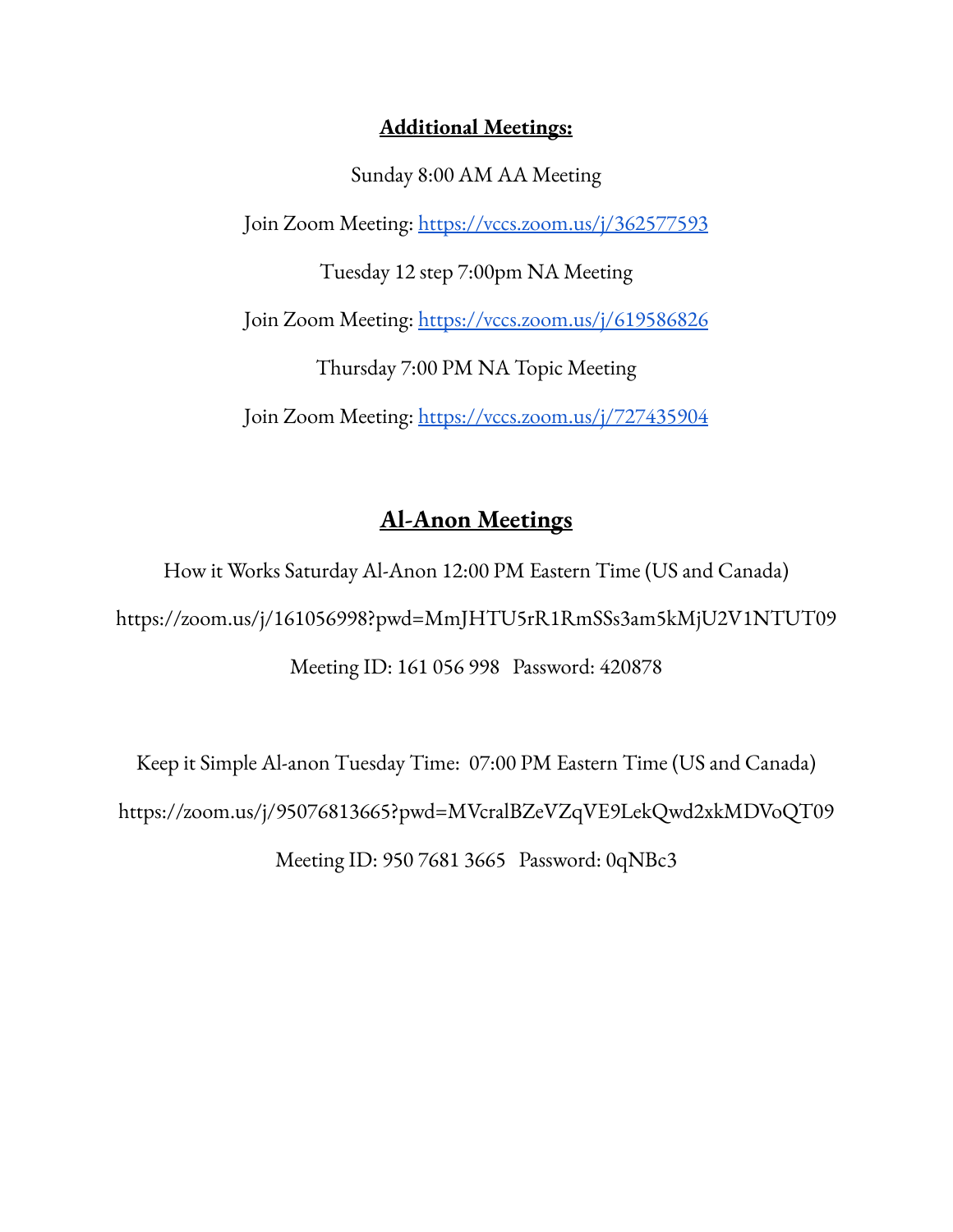**Additional Meetings:**

Sunday 8:00 AM AA Meeting

Join Zoom Meeting: https://vccs.zoom.us/j/362577593

Tuesday 12 step 7:00pm NA Meeting

Join Zoom Meeting: https://vccs.zoom.us/j/619586826

Thursday 7:00 PM NA Topic Meeting

Join Zoom Meeting: https://vccs.zoom.us/j/727435904

## Al-Anon Meetings

How it Works Saturday Al-Anon 12:00 PM Eastern Time (US and Canada)

https://zoom.us/j/161056998?pwd=MmJHTU5rR1RmSSs3am5kMjU2V1NTUT09

Meeting ID: 161 056 998 Password: 420878

Keep it Simple Al-anon Tuesday Time: 07:00 PM Eastern Time (US and Canada)

https://zoom.us/j/95076813665?pwd=MVcralBZeVZqVE9LekQwd2xkMDVoQT09

Meeting ID: 950 7681 3665 Password: 0qNBc3